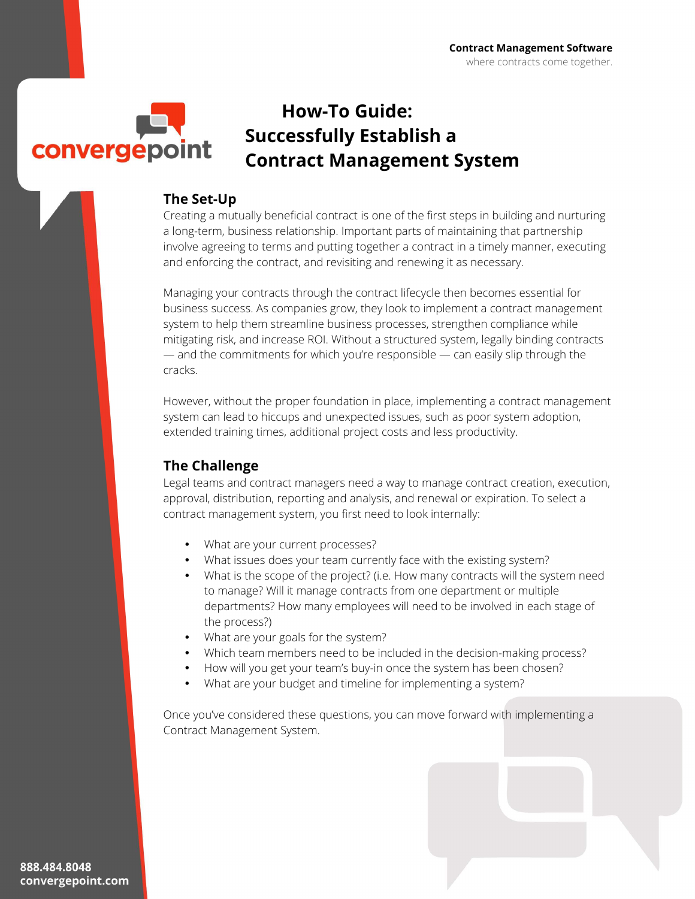**Contract Management Software**
where contracts come together.

convergepoint

# How-To Guide: Successfully Establish a Contract Management System

## The Set-Up

Creating a mutually beneficial contract is one of the first steps in building and nurturing a long-term, business relationship. Important parts of maintaining that partnership involve agreeing to terms and putting together a contract in a timely manner, executing and enforcing the contract, and revisiting and renewing it as necessary.

Managing your contracts through the contract lifecycle then becomes essential for business success. As companies grow, they look to implement a contract management system to help them streamline business processes, strengthen compliance while mitigating risk, and increase ROI. Without a structured system, legally binding contracts — and the commitments for which you're responsible — can easily slip through the cracks.

However, without the proper foundation in place, implementing a contract management system can lead to hiccups and unexpected issues, such as poor system adoption, extended training times, additional project costs and less productivity.

## The Challenge

Legal teams and contract managers need a way to manage contract creation, execution, approval, distribution, reporting and analysis, and renewal or expiration. To select a contract management system, you first need to look internally:

- What are your current processes?
- What issues does your team currently face with the existing system?
- What is the scope of the project? (i.e. How many contracts will the system need to manage? Will it manage contracts from one department or multiple departments? How many employees will need to be involved in each stage of the process?)
- What are your goals for the system?
- Which team members need to be included in the decision-making process?
- How will you get your team's buy-in once the system has been chosen?
- What are your budget and timeline for implementing a system?

Once you've considered these questions, you can move forward with implementing a Contract Management System.

888.484.8048
convergepoint.com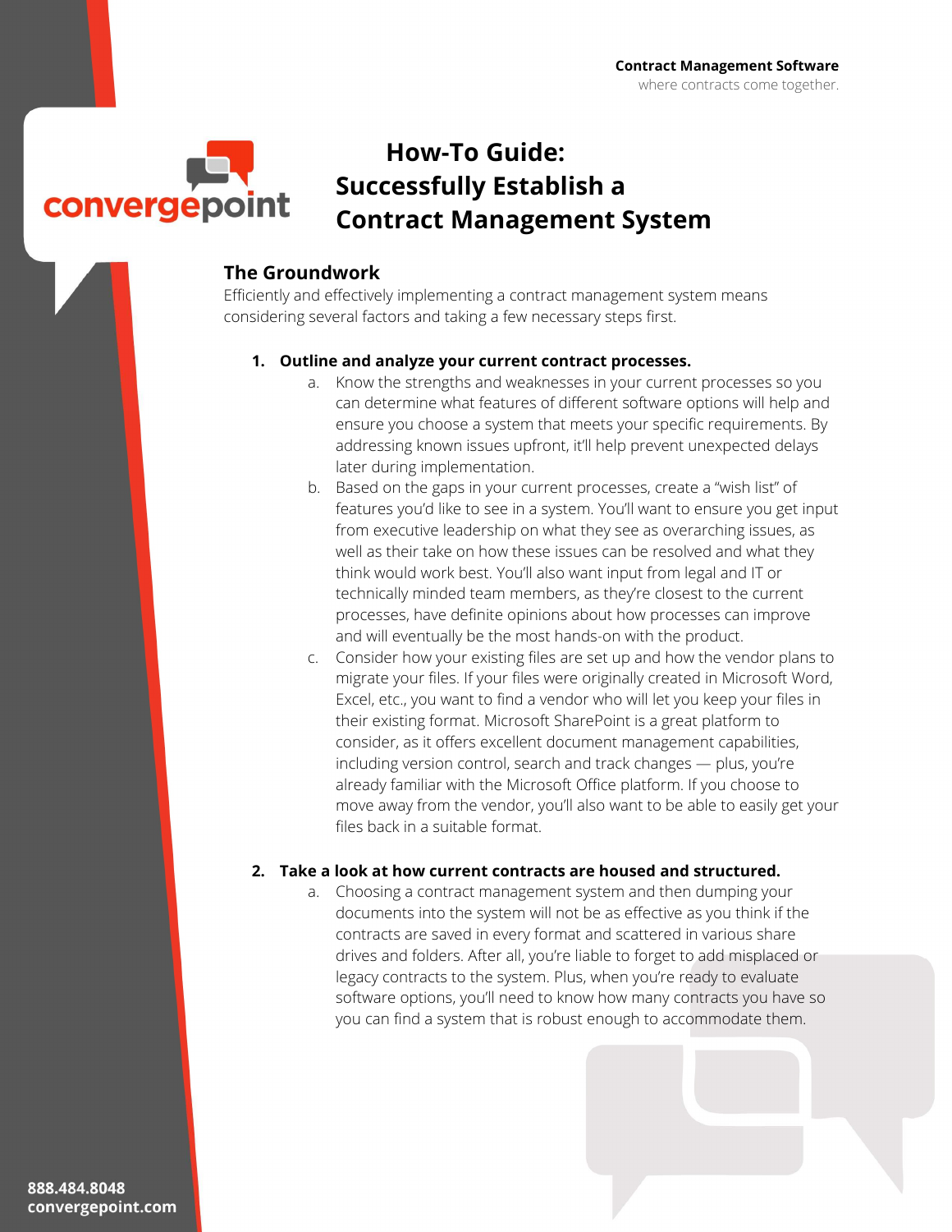# How-To Guide: Successfully Establish a Contract Management System

## The Groundwork

Efficiently and effectively implementing a contract management system means considering several factors and taking a few necessary steps first.

1. **Outline and analyze your current contract processes.**
   a. Know the strengths and weaknesses in your current processes so you can determine what features of different software options will help and ensure you choose a system that meets your specific requirements. By addressing known issues upfront, it'll help prevent unexpected delays later during implementation.
   b. Based on the gaps in your current processes, create a "wish list" of features you'd like to see in a system. You'll want to ensure you get input from executive leadership on what they see as overarching issues, as well as their take on how these issues can be resolved and what they think would work best. You'll also want input from legal and IT or technically minded team members, as they're closest to the current processes, have definite opinions about how processes can improve and will eventually be the most hands-on with the product.
   c. Consider how your existing files are set up and how the vendor plans to migrate your files. If your files were originally created in Microsoft Word, Excel, etc., you want to find a vendor who will let you keep your files in their existing format. Microsoft SharePoint is a great platform to consider, as it offers excellent document management capabilities, including version control, search and track changes — plus, you're already familiar with the Microsoft Office platform. If you choose to move away from the vendor, you'll also want to be able to easily get your files back in a suitable format.

2. **Take a look at how current contracts are housed and structured.**
   a. Choosing a contract management system and then dumping your documents into the system will not be as effective as you think if the contracts are saved in every format and scattered in various share drives and folders. After all, you're liable to forget to add misplaced or legacy contracts to the system. Plus, when you're ready to evaluate software options, you'll need to know how many contracts you have so you can find a system that is robust enough to accommodate them.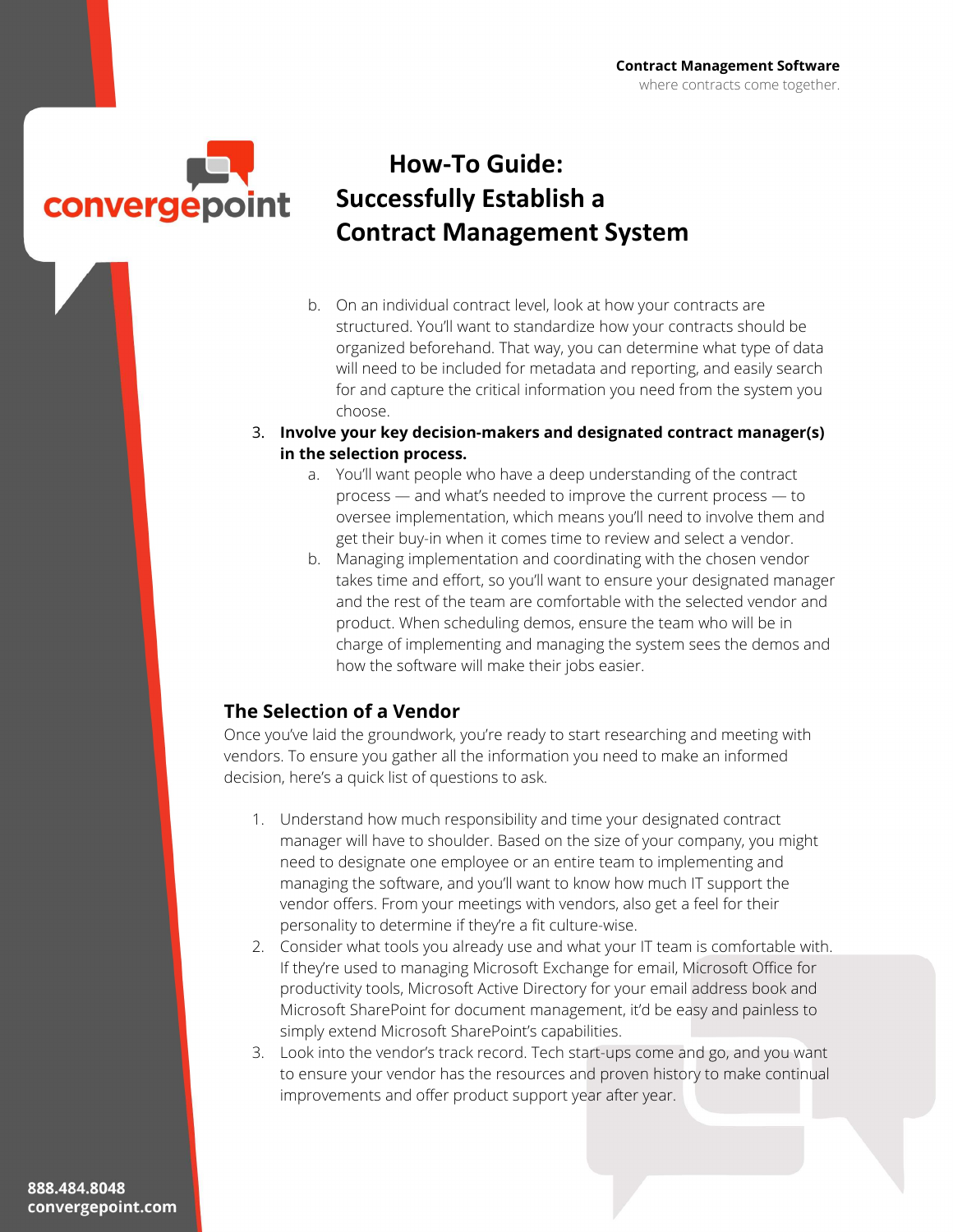b. On an individual contract level, look at how your contracts are structured. You'll want to standardize how your contracts should be organized beforehand. That way, you can determine what type of data will need to be included for metadata and reporting, and easily search for and capture the critical information you need from the system you choose.

3. **Involve your key decision-makers and designated contract manager(s) in the selection process.**
   a. You'll want people who have a deep understanding of the contract process — and what's needed to improve the current process — to oversee implementation, which means you'll need to involve them and get their buy-in when it comes time to review and select a vendor.
   b. Managing implementation and coordinating with the chosen vendor takes time and effort, so you'll want to ensure your designated manager and the rest of the team are comfortable with the selected vendor and product. When scheduling demos, ensure the team who will be in charge of implementing and managing the system sees the demos and how the software will make their jobs easier.

## The Selection of a Vendor

Once you've laid the groundwork, you're ready to start researching and meeting with vendors. To ensure you gather all the information you need to make an informed decision, here's a quick list of questions to ask.

1. Understand how much responsibility and time your designated contract manager will have to shoulder. Based on the size of your company, you might need to designate one employee or an entire team to implementing and managing the software, and you'll want to know how much IT support the vendor offers. From your meetings with vendors, also get a feel for their personality to determine if they're a fit culture-wise.
2. Consider what tools you already use and what your IT team is comfortable with. If they're used to managing Microsoft Exchange for email, Microsoft Office for productivity tools, Microsoft Active Directory for your email address book and Microsoft SharePoint for document management, it'd be easy and painless to simply extend Microsoft SharePoint's capabilities.
3. Look into the vendor's track record. Tech start-ups come and go, and you want to ensure your vendor has the resources and proven history to make continual improvements and offer product support year after year.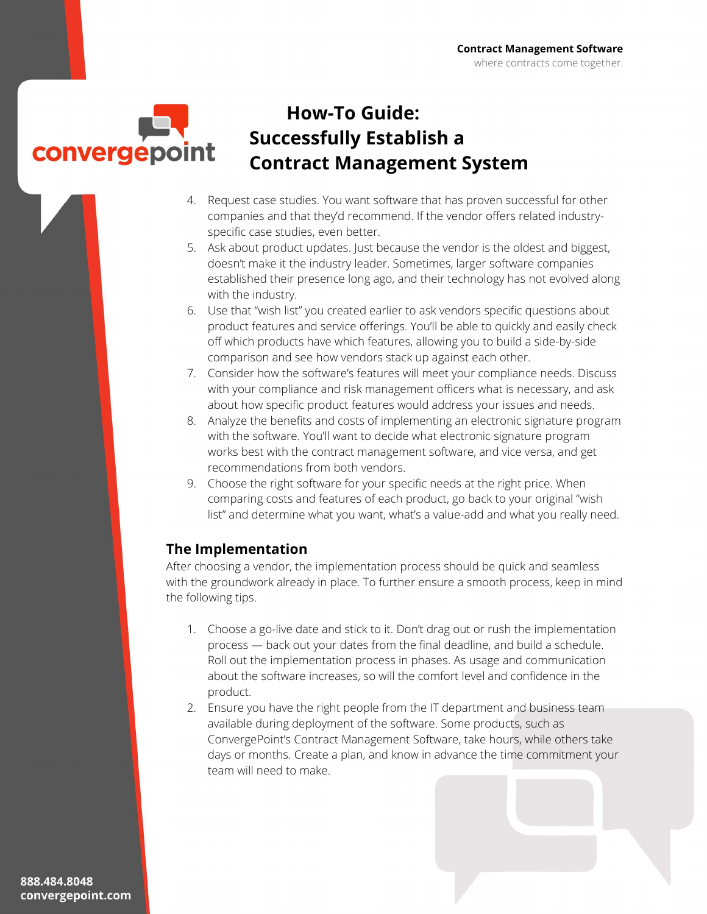# How-To Guide: Successfully Establish a Contract Management System

4. Request case studies. You want software that has proven successful for other companies and that they'd recommend. If the vendor offers related industry-specific case studies, even better.
5. Ask about product updates. Just because the vendor is the oldest and biggest, doesn't make it the industry leader. Sometimes, larger software companies established their presence long ago, and their technology has not evolved along with the industry.
6. Use that "wish list" you created earlier to ask vendors specific questions about product features and service offerings. You'll be able to quickly and easily check off which products have which features, allowing you to build a side-by-side comparison and see how vendors stack up against each other.
7. Consider how the software's features will meet your compliance needs. Discuss with your compliance and risk management officers what is necessary, and ask about how specific product features would address your issues and needs.
8. Analyze the benefits and costs of implementing an electronic signature program with the software. You'll want to decide what electronic signature program works best with the contract management software, and vice versa, and get recommendations from both vendors.
9. Choose the right software for your specific needs at the right price. When comparing costs and features of each product, go back to your original "wish list" and determine what you want, what's a value-add and what you really need.

## The Implementation

After choosing a vendor, the implementation process should be quick and seamless with the groundwork already in place. To further ensure a smooth process, keep in mind the following tips.

1. Choose a go-live date and stick to it. Don't drag out or rush the implementation process — back out your dates from the final deadline, and build a schedule. Roll out the implementation process in phases. As usage and communication about the software increases, so will the comfort level and confidence in the product.
2. Ensure you have the right people from the IT department and business team available during deployment of the software. Some products, such as ConvergePoint's Contract Management Software, take hours, while others take days or months. Create a plan, and know in advance the time commitment your team will need to make.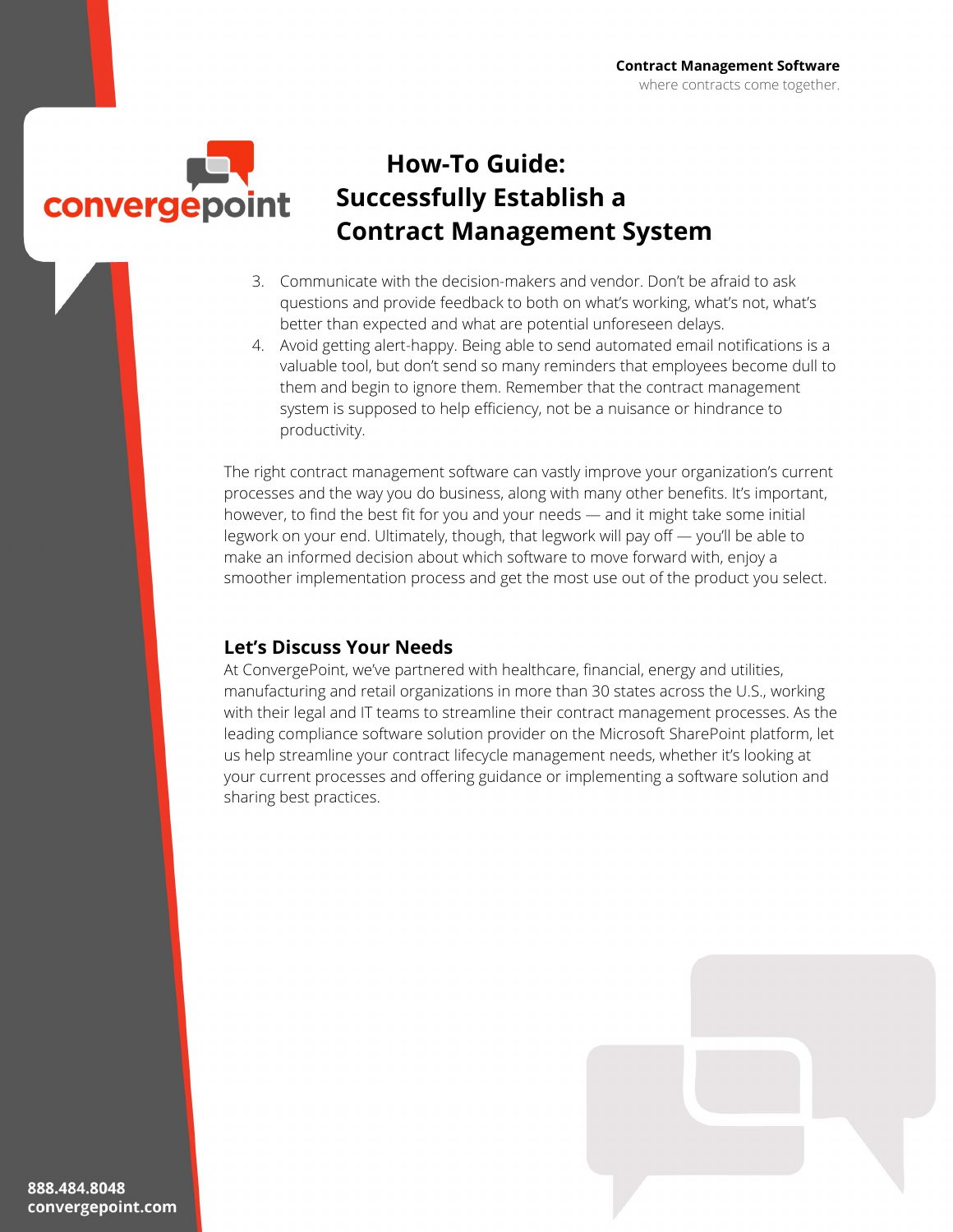3. Communicate with the decision-makers and vendor. Don't be afraid to ask questions and provide feedback to both on what's working, what's not, what's better than expected and what are potential unforeseen delays.
4. Avoid getting alert-happy. Being able to send automated email notifications is a valuable tool, but don't send so many reminders that employees become dull to them and begin to ignore them. Remember that the contract management system is supposed to help efficiency, not be a nuisance or hindrance to productivity.

The right contract management software can vastly improve your organization's current processes and the way you do business, along with many other benefits. It's important, however, to find the best fit for you and your needs — and it might take some initial legwork on your end. Ultimately, though, that legwork will pay off — you'll be able to make an informed decision about which software to move forward with, enjoy a smoother implementation process and get the most use out of the product you select.

## Let's Discuss Your Needs

At ConvergePoint, we've partnered with healthcare, financial, energy and utilities, manufacturing and retail organizations in more than 30 states across the U.S., working with their legal and IT teams to streamline their contract management processes. As the leading compliance software solution provider on the Microsoft SharePoint platform, let us help streamline your contract lifecycle management needs, whether it's looking at your current processes and offering guidance or implementing a software solution and sharing best practices.